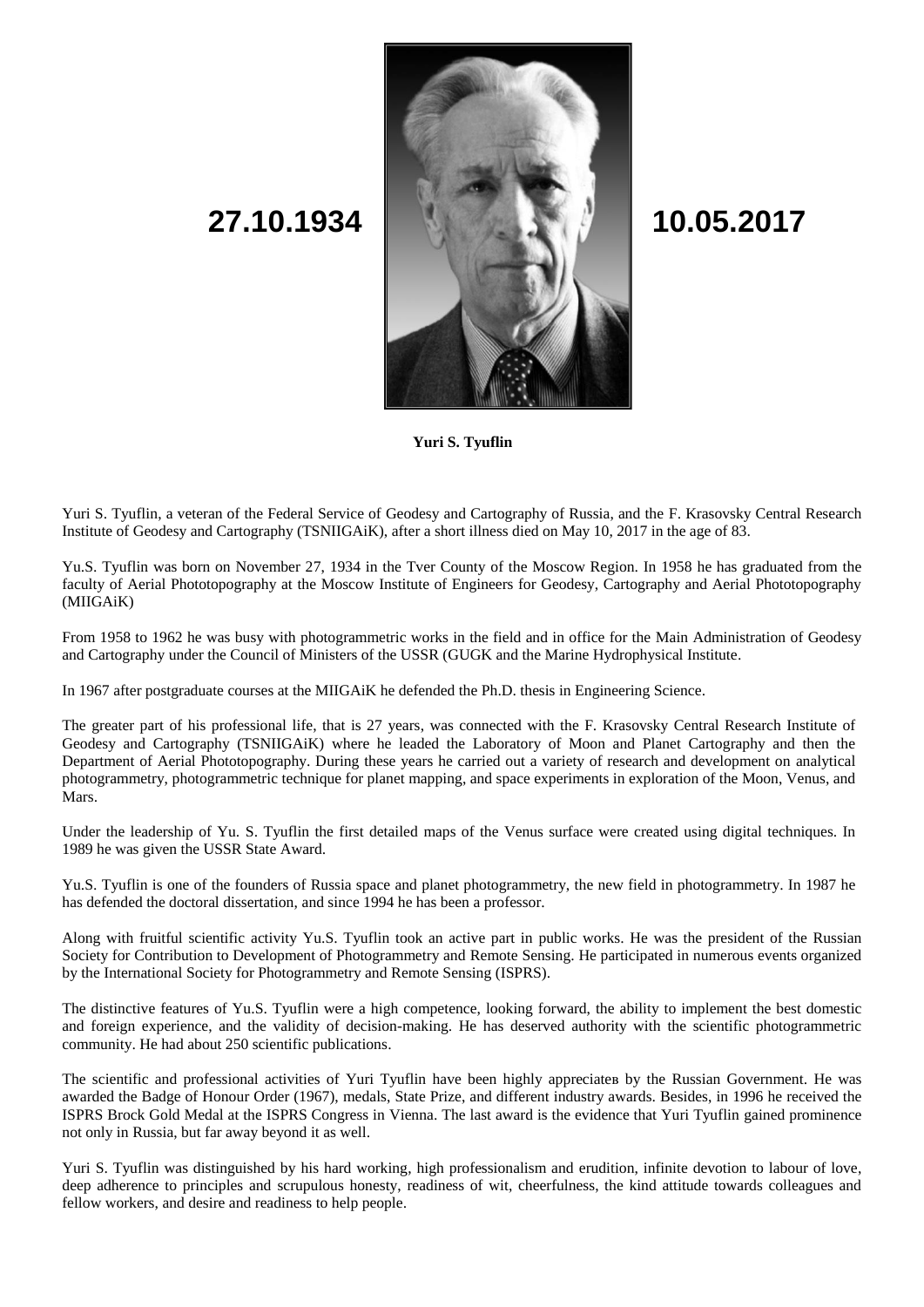**27.10.1934** **10.05.2017**

**Yuri S. Tyuflin**

Yuri S. Tyuflin, a veteran of the Federal Service of Geodesy and Cartography of Russia, and the F. Krasovsky Central Research Institute of Geodesy and Cartography (TSNIIGAiK), after a short illness died on May 10, 2017 in the age of 83.

Yu.S. Tyuflin was born on November 27, 1934 in the Tver County of the Moscow Region. In 1958 he has graduated from the faculty of Aerial Phototopography at the Moscow Institute of Engineers for Geodesy, Cartography and Aerial Phototopography (MIIGAiK)

From 1958 to 1962 he was busy with photogrammetric works in the field and in office for the Main Administration of Geodesy and Cartography under the Council of Ministers of the USSR (GUGK and the Marine Hydrophysical Institute.

In 1967 after postgraduate courses at the MIIGAiK he defended the Ph.D. thesis in Engineering Science.

The greater part of his professional life, that is 27 years, was connected with the F. Krasovsky Central Research Institute of Geodesy and Cartography (TSNIIGAiK) where he leaded the Laboratory of Moon and Planet Cartography and then the Department of Aerial Phototopography. During these years he carried out a variety of research and development on analytical photogrammetry, photogrammetric technique for planet mapping, and space experiments in exploration of the Moon, Venus, and Mars.

Under the leadership of Yu. S. Tyuflin the first detailed maps of the Venus surface were created using digital techniques. In 1989 he was given the USSR State Award.

Yu.S. Tyuflin is one of the founders of Russia space and planet photogrammetry, the new field in photogrammetry. In 1987 he has defended the doctoral dissertation, and since 1994 he has been a professor.

Along with fruitful scientific activity Yu.S. Tyuflin took an active part in public works. He was the president of the Russian Society for Contribution to Development of Photogrammetry and Remote Sensing. He participated in numerous events organized by the International Society for Photogrammetry and Remote Sensing (ISPRS).

The distinctive features of Yu.S. Tyuflin were a high competence, looking forward, the ability to implement the best domestic and foreign experience, and the validity of decision-making. He has deserved authority with the scientific photogrammetric community. He had about 250 scientific publications.

The scientific and professional activities of Yuri Tyuflin have been highly appreciateв by the Russian Government. He was awarded the Badge of Honour Order (1967), medals, State Prize, and different industry awards. Besides, in 1996 he received the ISPRS Brock Gold Medal at the ISPRS Congress in Vienna. The last award is the evidence that Yuri Tyuflin gained prominence not only in Russia, but far away beyond it as well.

Yuri S. Tyuflin was distinguished by his hard working, high professionalism and erudition, infinite devotion to labour of love, deep adherence to principles and scrupulous honesty, readiness of wit, cheerfulness, the kind attitude towards colleagues and fellow workers, and desire and readiness to help people.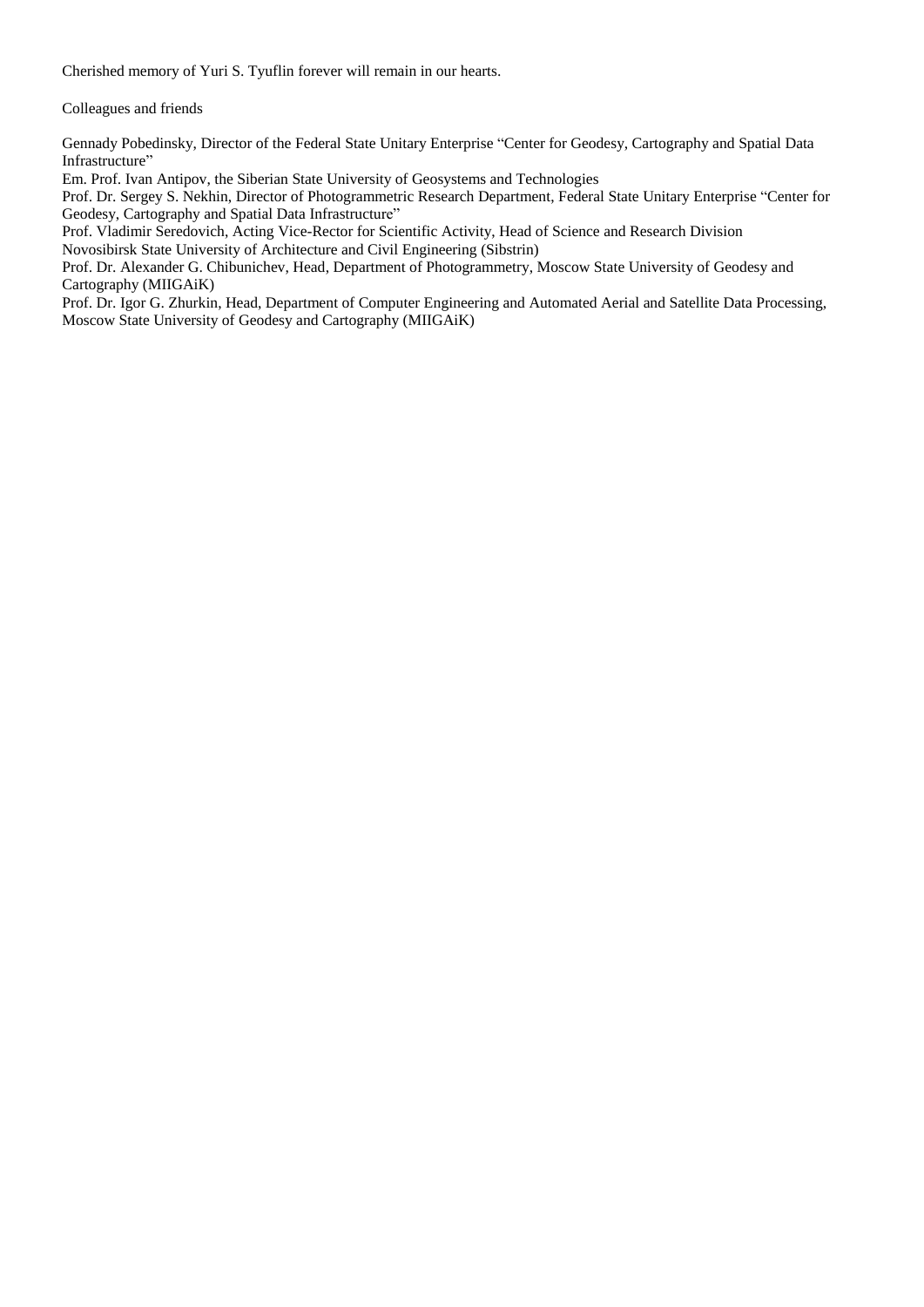Cherished memory of Yuri S. Tyuflin forever will remain in our hearts.

Colleagues and friends

Gennady Pobedinsky, Director of the Federal State Unitary Enterprise "Center for Geodesy, Cartography and Spatial Data Infrastructure"

Em. Prof. Ivan Antipov, the Siberian State University of Geosystems and Technologies

Prof. Dr. Sergey S. Nekhin, Director of Photogrammetric Research Department, Federal State Unitary Enterprise "Center for Geodesy, Cartography and Spatial Data Infrastructure"

Prof. Vladimir Seredovich, Acting Vice-Rector for Scientific Activity, Head of Science and Research Division Novosibirsk State University of Architecture and Civil Engineering (Sibstrin)

Prof. Dr. Alexander G. Chibunichev, Head, Department of Photogrammetry, Moscow State University of Geodesy and Cartography (MIIGAiK)

Prof. Dr. Igor G. Zhurkin, Head, Department of Computer Engineering and Automated Aerial and Satellite Data Processing, Moscow State University of Geodesy and Cartography (MIIGAiK)